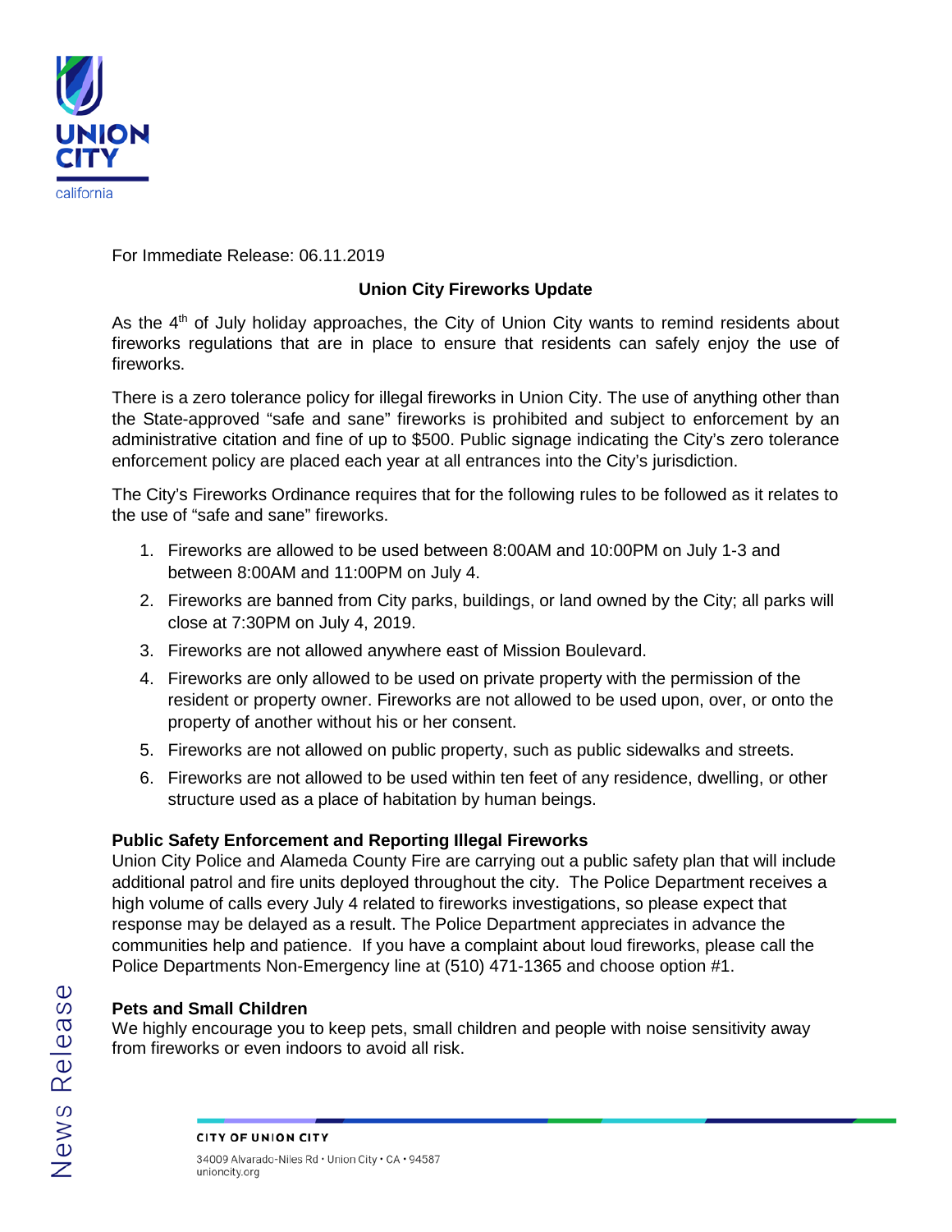UNION CITY
california

For Immediate Release: 06.11.2019

## Union City Fireworks Update

As the 4th of July holiday approaches, the City of Union City wants to remind residents about fireworks regulations that are in place to ensure that residents can safely enjoy the use of fireworks.

There is a zero tolerance policy for illegal fireworks in Union City. The use of anything other than the State-approved "safe and sane" fireworks is prohibited and subject to enforcement by an administrative citation and fine of up to $500. Public signage indicating the City's zero tolerance enforcement policy are placed each year at all entrances into the City's jurisdiction.

The City's Fireworks Ordinance requires that for the following rules to be followed as it relates to the use of "safe and sane" fireworks.

1. Fireworks are allowed to be used between 8:00AM and 10:00PM on July 1-3 and between 8:00AM and 11:00PM on July 4.
2. Fireworks are banned from City parks, buildings, or land owned by the City; all parks will close at 7:30PM on July 4, 2019.
3. Fireworks are not allowed anywhere east of Mission Boulevard.
4. Fireworks are only allowed to be used on private property with the permission of the resident or property owner. Fireworks are not allowed to be used upon, over, or onto the property of another without his or her consent.
5. Fireworks are not allowed on public property, such as public sidewalks and streets.
6. Fireworks are not allowed to be used within ten feet of any residence, dwelling, or other structure used as a place of habitation by human beings.

### Public Safety Enforcement and Reporting Illegal Fireworks

Union City Police and Alameda County Fire are carrying out a public safety plan that will include additional patrol and fire units deployed throughout the city. The Police Department receives a high volume of calls every July 4 related to fireworks investigations, so please expect that response may be delayed as a result. The Police Department appreciates in advance the communities help and patience. If you have a complaint about loud fireworks, please call the Police Departments Non-Emergency line at (510) 471-1365 and choose option #1.

### Pets and Small Children

We highly encourage you to keep pets, small children and people with noise sensitivity away from fireworks or even indoors to avoid all risk.

News Release

CITY OF UNION CITY

34009 Alvarado-Niles Rd • Union City • CA • 94587
unioncity.org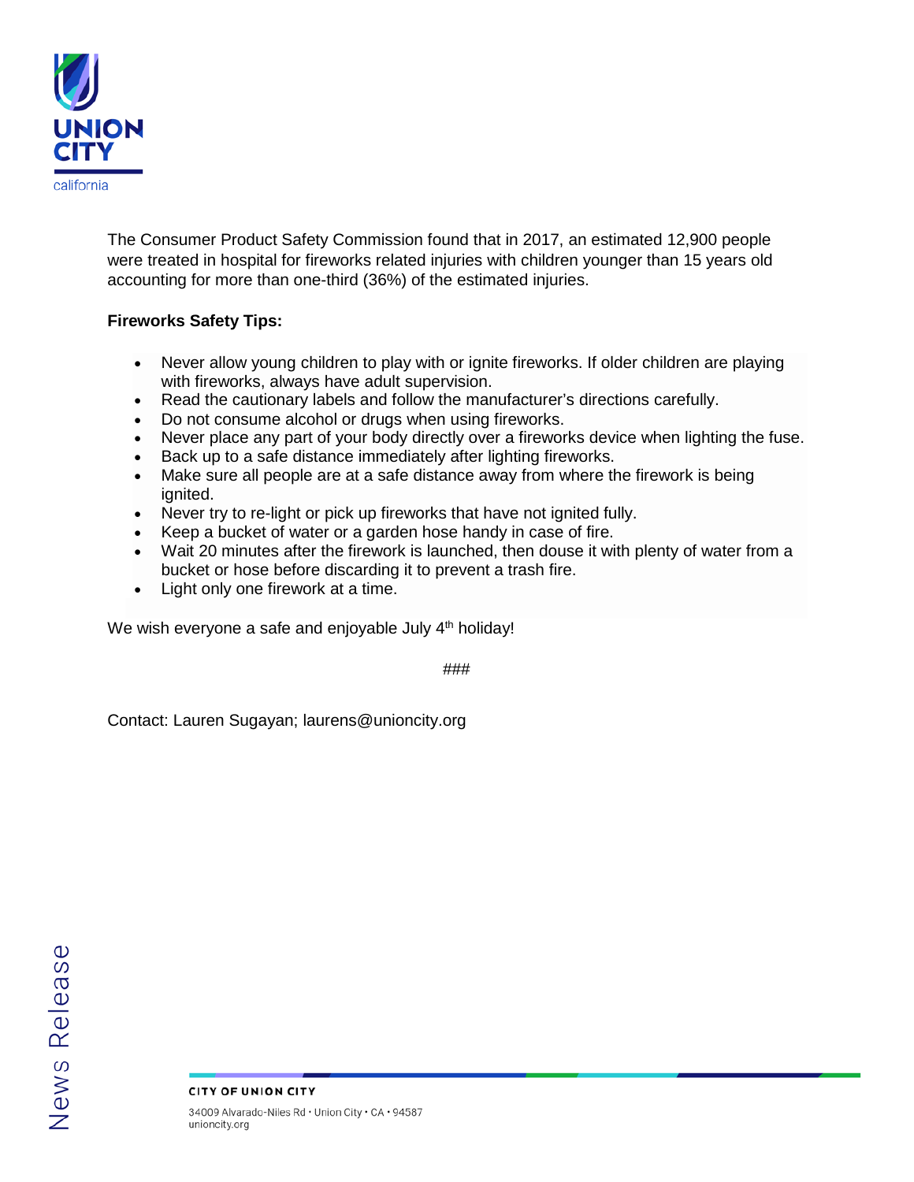The Consumer Product Safety Commission found that in 2017, an estimated 12,900 people were treated in hospital for fireworks related injuries with children younger than 15 years old accounting for more than one-third (36%) of the estimated injuries.

**Fireworks Safety Tips:**

- Never allow young children to play with or ignite fireworks. If older children are playing with fireworks, always have adult supervision.
- Read the cautionary labels and follow the manufacturer's directions carefully.
- Do not consume alcohol or drugs when using fireworks.
- Never place any part of your body directly over a fireworks device when lighting the fuse.
- Back up to a safe distance immediately after lighting fireworks.
- Make sure all people are at a safe distance away from where the firework is being ignited.
- Never try to re-light or pick up fireworks that have not ignited fully.
- Keep a bucket of water or a garden hose handy in case of fire.
- Wait 20 minutes after the firework is launched, then douse it with plenty of water from a bucket or hose before discarding it to prevent a trash fire.
- Light only one firework at a time.

We wish everyone a safe and enjoyable July 4th holiday!

###

Contact: Lauren Sugayan; laurens@unioncity.org